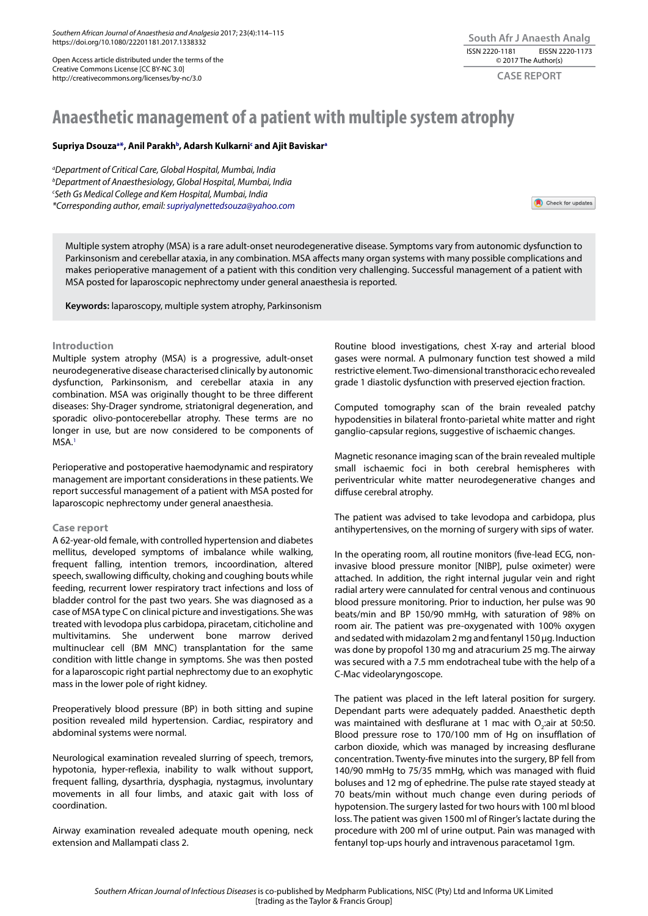Open Access article distributed under the terms of the Creative Commons License [CC BY-NC 3.0] http://creativecommons.org/licenses/by-nc/3.0

CASE REPORT

# Anaesthetic management of a patient with multiple system atrophy

**Supriya Dsouza[a*], Anil Parakh[b], Adarsh Kulkarni[c] and Ajit Baviskar[a]**

*[a]Department of Critical Care, Global Hospital, Mumbai, India*
*[b]Department of Anaesthesiology, Global Hospital, Mumbai, India*
*[c]Seth Gs Medical College and Kem Hospital, Mumbai, India*
*\*Corresponding author, email: supriyalynettedsouza@yahoo.com*

Multiple system atrophy (MSA) is a rare adult-onset neurodegenerative disease. Symptoms vary from autonomic dysfunction to Parkinsonism and cerebellar ataxia, in any combination. MSA affects many organ systems with many possible complications and makes perioperative management of a patient with this condition very challenging. Successful management of a patient with MSA posted for laparoscopic nephrectomy under general anaesthesia is reported.

**Keywords:** laparoscopy, multiple system atrophy, Parkinsonism

## Introduction

Multiple system atrophy (MSA) is a progressive, adult-onset neurodegenerative disease characterised clinically by autonomic dysfunction, Parkinsonism, and cerebellar ataxia in any combination. MSA was originally thought to be three different diseases: Shy-Drager syndrome, striatonigral degeneration, and sporadic olivo-pontocerebellar atrophy. These terms are no longer in use, but are now considered to be components of MSA.[1]

Perioperative and postoperative haemodynamic and respiratory management are important considerations in these patients. We report successful management of a patient with MSA posted for laparoscopic nephrectomy under general anaesthesia.

## Case report

A 62-year-old female, with controlled hypertension and diabetes mellitus, developed symptoms of imbalance while walking, frequent falling, intention tremors, incoordination, altered speech, swallowing difficulty, choking and coughing bouts while feeding, recurrent lower respiratory tract infections and loss of bladder control for the past two years. She was diagnosed as a case of MSA type C on clinical picture and investigations. She was treated with levodopa plus carbidopa, piracetam, citicholine and multivitamins. She underwent bone marrow derived multinuclear cell (BM MNC) transplantation for the same condition with little change in symptoms. She was then posted for a laparoscopic right partial nephrectomy due to an exophytic mass in the lower pole of right kidney.

Preoperatively blood pressure (BP) in both sitting and supine position revealed mild hypertension. Cardiac, respiratory and abdominal systems were normal.

Neurological examination revealed slurring of speech, tremors, hypotonia, hyper-reflexia, inability to walk without support, frequent falling, dysarthria, dysphagia, nystagmus, involuntary movements in all four limbs, and ataxic gait with loss of coordination.

Airway examination revealed adequate mouth opening, neck extension and Mallampati class 2.

Routine blood investigations, chest X-ray and arterial blood gases were normal. A pulmonary function test showed a mild restrictive element. Two-dimensional transthoracic echo revealed grade 1 diastolic dysfunction with preserved ejection fraction.

Computed tomography scan of the brain revealed patchy hypodensities in bilateral fronto-parietal white matter and right ganglio-capsular regions, suggestive of ischaemic changes.

Magnetic resonance imaging scan of the brain revealed multiple small ischaemic foci in both cerebral hemispheres with periventricular white matter neurodegenerative changes and diffuse cerebral atrophy.

The patient was advised to take levodopa and carbidopa, plus antihypertensives, on the morning of surgery with sips of water.

In the operating room, all routine monitors (five-lead ECG, non-invasive blood pressure monitor [NIBP], pulse oximeter) were attached. In addition, the right internal jugular vein and right radial artery were cannulated for central venous and continuous blood pressure monitoring. Prior to induction, her pulse was 90 beats/min and BP 150/90 mmHg, with saturation of 98% on room air. The patient was pre-oxygenated with 100% oxygen and sedated with midazolam 2 mg and fentanyl 150 µg. Induction was done by propofol 130 mg and atracurium 25 mg. The airway was secured with a 7.5 mm endotracheal tube with the help of a C-Mac videolaryngoscope.

The patient was placed in the left lateral position for surgery. Dependant parts were adequately padded. Anaesthetic depth was maintained with desflurane at 1 mac with $O_2$:air at 50:50. Blood pressure rose to 170/100 mm of Hg on insufflation of carbon dioxide, which was managed by increasing desflurane concentration. Twenty-five minutes into the surgery, BP fell from 140/90 mmHg to 75/35 mmHg, which was managed with fluid boluses and 12 mg of ephedrine. The pulse rate stayed steady at 70 beats/min without much change even during periods of hypotension. The surgery lasted for two hours with 100 ml blood loss. The patient was given 1500 ml of Ringer's lactate during the procedure with 200 ml of urine output. Pain was managed with fentanyl top-ups hourly and intravenous paracetamol 1gm.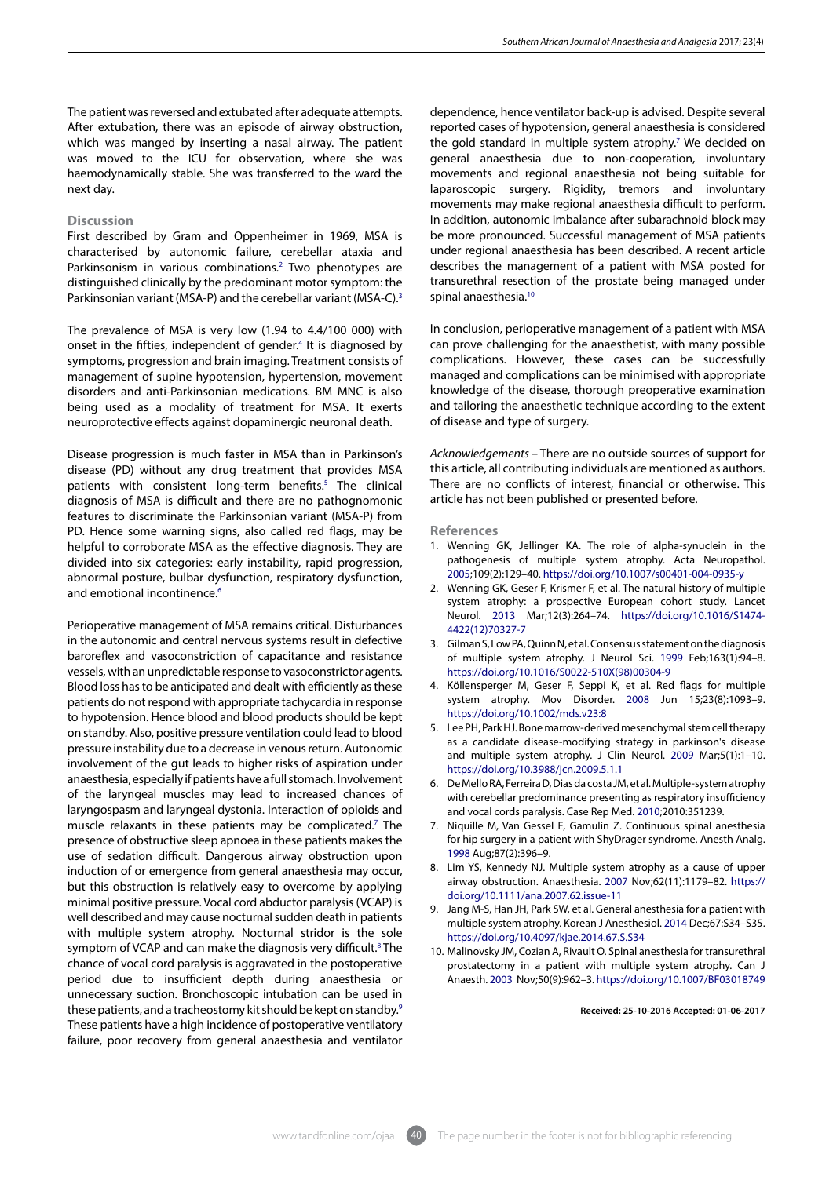The patient was reversed and extubated after adequate attempts. After extubation, there was an episode of airway obstruction, which was manged by inserting a nasal airway. The patient was moved to the ICU for observation, where she was haemodynamically stable. She was transferred to the ward the next day.

## Discussion

First described by Gram and Oppenheimer in 1969, MSA is characterised by autonomic failure, cerebellar ataxia and Parkinsonism in various combinations.[2] Two phenotypes are distinguished clinically by the predominant motor symptom: the Parkinsonian variant (MSA-P) and the cerebellar variant (MSA-C).[3]

The prevalence of MSA is very low (1.94 to 4.4/100 000) with onset in the fifties, independent of gender.[4] It is diagnosed by symptoms, progression and brain imaging. Treatment consists of management of supine hypotension, hypertension, movement disorders and anti-Parkinsonian medications. BM MNC is also being used as a modality of treatment for MSA. It exerts neuroprotective effects against dopaminergic neuronal death.

Disease progression is much faster in MSA than in Parkinson's disease (PD) without any drug treatment that provides MSA patients with consistent long-term benefits.[5] The clinical diagnosis of MSA is difficult and there are no pathognomonic features to discriminate the Parkinsonian variant (MSA-P) from PD. Hence some warning signs, also called red flags, may be helpful to corroborate MSA as the effective diagnosis. They are divided into six categories: early instability, rapid progression, abnormal posture, bulbar dysfunction, respiratory dysfunction, and emotional incontinence.[6]

Perioperative management of MSA remains critical. Disturbances in the autonomic and central nervous systems result in defective baroreflex and vasoconstriction of capacitance and resistance vessels, with an unpredictable response to vasoconstrictor agents. Blood loss has to be anticipated and dealt with efficiently as these patients do not respond with appropriate tachycardia in response to hypotension. Hence blood and blood products should be kept on standby. Also, positive pressure ventilation could lead to blood pressure instability due to a decrease in venous return. Autonomic involvement of the gut leads to higher risks of aspiration under anaesthesia, especially if patients have a full stomach. Involvement of the laryngeal muscles may lead to increased chances of laryngospasm and laryngeal dystonia. Interaction of opioids and muscle relaxants in these patients may be complicated.[7] The presence of obstructive sleep apnoea in these patients makes the use of sedation difficult. Dangerous airway obstruction upon induction of or emergence from general anaesthesia may occur, but this obstruction is relatively easy to overcome by applying minimal positive pressure. Vocal cord abductor paralysis (VCAP) is well described and may cause nocturnal sudden death in patients with multiple system atrophy. Nocturnal stridor is the sole symptom of VCAP and can make the diagnosis very difficult.[8] The chance of vocal cord paralysis is aggravated in the postoperative period due to insufficient depth during anaesthesia or unnecessary suction. Bronchoscopic intubation can be used in these patients, and a tracheostomy kit should be kept on standby.[9] These patients have a high incidence of postoperative ventilatory failure, poor recovery from general anaesthesia and ventilator dependence, hence ventilator back-up is advised. Despite several reported cases of hypotension, general anaesthesia is considered the gold standard in multiple system atrophy.[7] We decided on general anaesthesia due to non-cooperation, involuntary movements and regional anaesthesia not being suitable for laparoscopic surgery. Rigidity, tremors and involuntary movements may make regional anaesthesia difficult to perform. In addition, autonomic imbalance after subarachnoid block may be more pronounced. Successful management of MSA patients under regional anaesthesia has been described. A recent article describes the management of a patient with MSA posted for transurethral resection of the prostate being managed under spinal anaesthesia.[10]

In conclusion, perioperative management of a patient with MSA can prove challenging for the anaesthetist, with many possible complications. However, these cases can be successfully managed and complications can be minimised with appropriate knowledge of the disease, thorough preoperative examination and tailoring the anaesthetic technique according to the extent of disease and type of surgery.

*Acknowledgements* – There are no outside sources of support for this article, all contributing individuals are mentioned as authors. There are no conflicts of interest, financial or otherwise. This article has not been published or presented before.

## References

1. Wenning GK, Jellinger KA. The role of alpha-synuclein in the pathogenesis of multiple system atrophy. Acta Neuropathol. 2005;109(2):129–40. https://doi.org/10.1007/s00401-004-0935-y
2. Wenning GK, Geser F, Krismer F, et al. The natural history of multiple system atrophy: a prospective European cohort study. Lancet Neurol. 2013 Mar;12(3):264–74. https://doi.org/10.1016/S1474-4422(12)70327-7
3. Gilman S, Low PA, Quinn N, et al. Consensus statement on the diagnosis of multiple system atrophy. J Neurol Sci. 1999 Feb;163(1):94–8. https://doi.org/10.1016/S0022-510X(98)00304-9
4. Köllensperger M, Geser F, Seppi K, et al. Red flags for multiple system atrophy. Mov Disorder. 2008 Jun 15;23(8):1093–9. https://doi.org/10.1002/mds.v23:8
5. Lee PH, Park HJ. Bone marrow-derived mesenchymal stem cell therapy as a candidate disease-modifying strategy in parkinson's disease and multiple system atrophy. J Clin Neurol. 2009 Mar;5(1):1–10. https://doi.org/10.3988/jcn.2009.5.1.1
6. De Mello RA, Ferreira D, Dias da costa JM, et al. Multiple-system atrophy with cerebellar predominance presenting as respiratory insufficiency and vocal cords paralysis. Case Rep Med. 2010;2010:351239.
7. Niquille M, Van Gessel E, Gamulin Z. Continuous spinal anesthesia for hip surgery in a patient with ShyDrager syndrome. Anesth Analg. 1998 Aug;87(2):396–9.
8. Lim YS, Kennedy NJ. Multiple system atrophy as a cause of upper airway obstruction. Anaesthesia. 2007 Nov;62(11):1179–82. https://doi.org/10.1111/ana.2007.62.issue-11
9. Jang M-S, Han JH, Park SW, et al. General anesthesia for a patient with multiple system atrophy. Korean J Anesthesiol. 2014 Dec;67:S34–S35. https://doi.org/10.4097/kjae.2014.67.S.S34
10. Malinovsky JM, Cozian A, Rivault O. Spinal anesthesia for transurethral prostatectomy in a patient with multiple system atrophy. Can J Anaesth. 2003 Nov;50(9):962–3. https://doi.org/10.1007/BF03018749

**Received: 25-10-2016 Accepted: 01-06-2017**